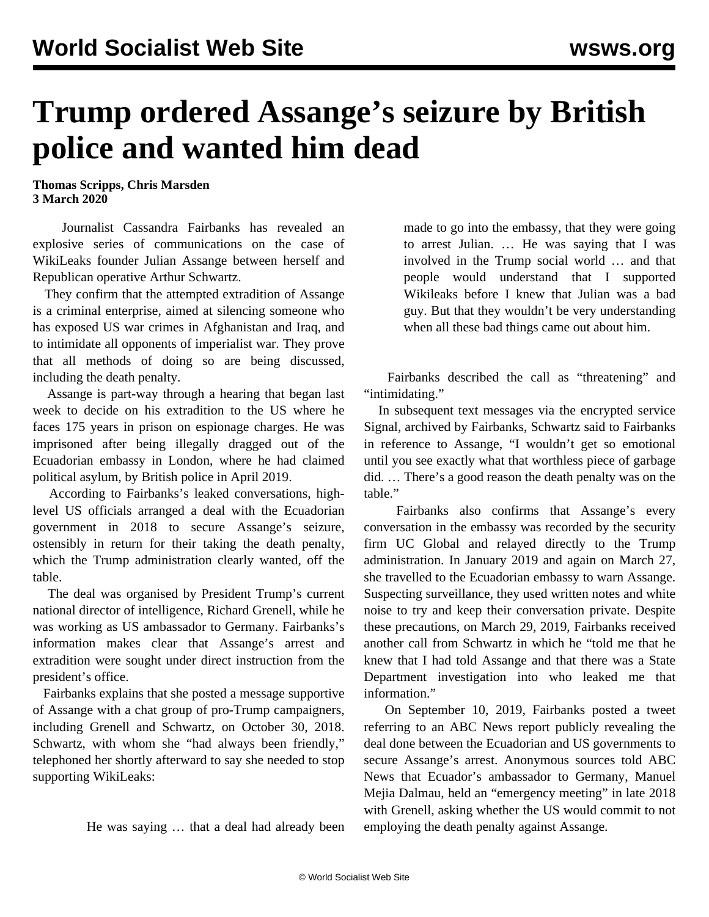# Trump ordered Assange's seizure by British police and wanted him dead

**Thomas Scripps, Chris Marsden**
**3 March 2020**

Journalist Cassandra Fairbanks has revealed an explosive series of communications on the case of WikiLeaks founder Julian Assange between herself and Republican operative Arthur Schwartz.

They confirm that the attempted extradition of Assange is a criminal enterprise, aimed at silencing someone who has exposed US war crimes in Afghanistan and Iraq, and to intimidate all opponents of imperialist war. They prove that all methods of doing so are being discussed, including the death penalty.

Assange is part-way through a hearing that began last week to decide on his extradition to the US where he faces 175 years in prison on espionage charges. He was imprisoned after being illegally dragged out of the Ecuadorian embassy in London, where he had claimed political asylum, by British police in April 2019.

According to Fairbanks's leaked conversations, high-level US officials arranged a deal with the Ecuadorian government in 2018 to secure Assange's seizure, ostensibly in return for their taking the death penalty, which the Trump administration clearly wanted, off the table.

The deal was organised by President Trump's current national director of intelligence, Richard Grenell, while he was working as US ambassador to Germany. Fairbanks's information makes clear that Assange's arrest and extradition were sought under direct instruction from the president's office.

Fairbanks explains that she posted a message supportive of Assange with a chat group of pro-Trump campaigners, including Grenell and Schwartz, on October 30, 2018. Schwartz, with whom she "had always been friendly," telephoned her shortly afterward to say she needed to stop supporting WikiLeaks:

> He was saying … that a deal had already been made to go into the embassy, that they were going to arrest Julian. … He was saying that I was involved in the Trump social world … and that people would understand that I supported Wikileaks before I knew that Julian was a bad guy. But that they wouldn't be very understanding when all these bad things came out about him.

Fairbanks described the call as "threatening" and "intimidating."

In subsequent text messages via the encrypted service Signal, archived by Fairbanks, Schwartz said to Fairbanks in reference to Assange, "I wouldn't get so emotional until you see exactly what that worthless piece of garbage did. … There's a good reason the death penalty was on the table."

Fairbanks also confirms that Assange's every conversation in the embassy was recorded by the security firm UC Global and relayed directly to the Trump administration. In January 2019 and again on March 27, she travelled to the Ecuadorian embassy to warn Assange. Suspecting surveillance, they used written notes and white noise to try and keep their conversation private. Despite these precautions, on March 29, 2019, Fairbanks received another call from Schwartz in which he "told me that he knew that I had told Assange and that there was a State Department investigation into who leaked me that information."

On September 10, 2019, Fairbanks posted a tweet referring to an ABC News report publicly revealing the deal done between the Ecuadorian and US governments to secure Assange's arrest. Anonymous sources told ABC News that Ecuador's ambassador to Germany, Manuel Mejia Dalmau, held an "emergency meeting" in late 2018 with Grenell, asking whether the US would commit to not employing the death penalty against Assange.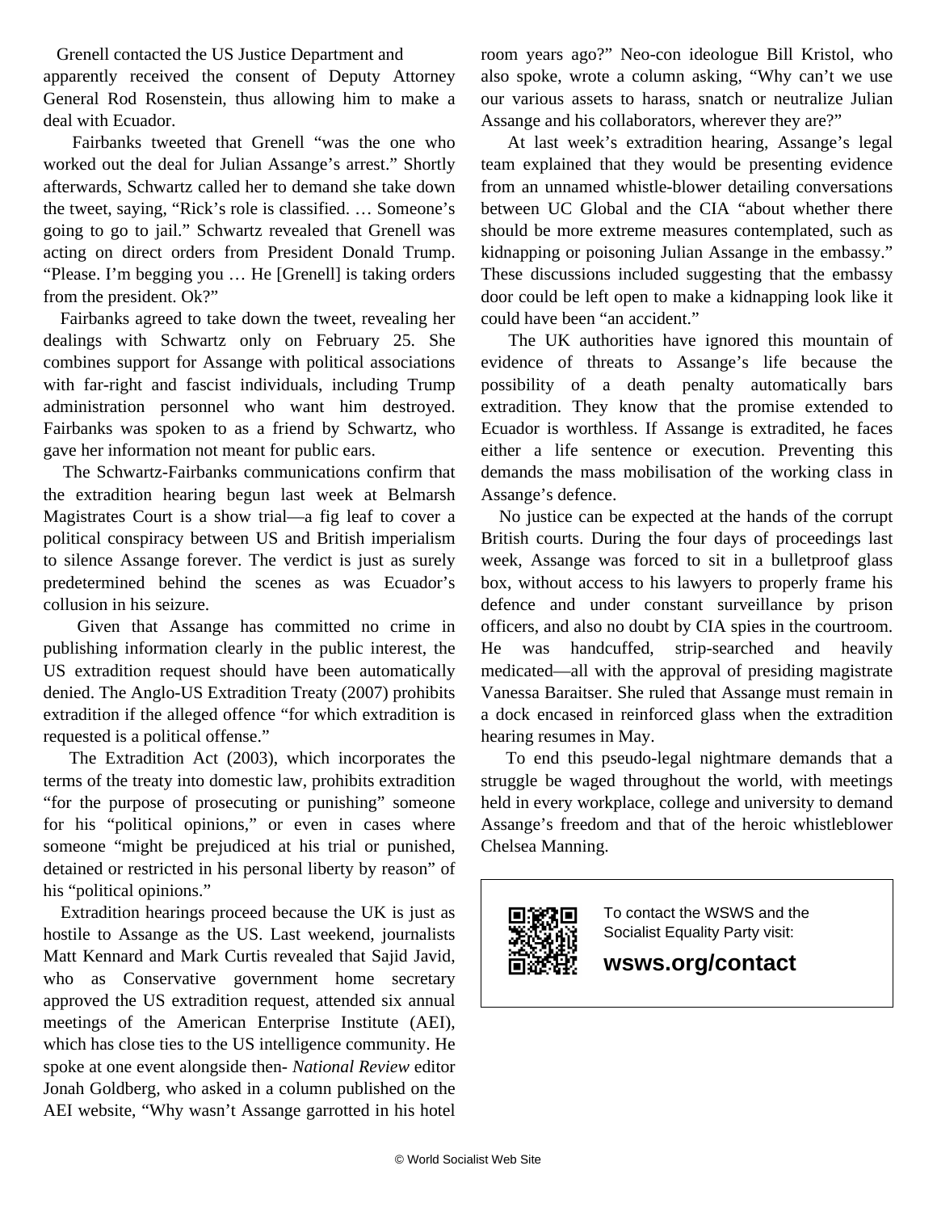Grenell contacted the US Justice Department and apparently received the consent of Deputy Attorney General Rod Rosenstein, thus allowing him to make a deal with Ecuador.

Fairbanks tweeted that Grenell "was the one who worked out the deal for Julian Assange's arrest." Shortly afterwards, Schwartz called her to demand she take down the tweet, saying, "Rick's role is classified. … Someone's going to go to jail." Schwartz revealed that Grenell was acting on direct orders from President Donald Trump. "Please. I'm begging you … He [Grenell] is taking orders from the president. Ok?"

Fairbanks agreed to take down the tweet, revealing her dealings with Schwartz only on February 25. She combines support for Assange with political associations with far-right and fascist individuals, including Trump administration personnel who want him destroyed. Fairbanks was spoken to as a friend by Schwartz, who gave her information not meant for public ears.

The Schwartz-Fairbanks communications confirm that the extradition hearing begun last week at Belmarsh Magistrates Court is a show trial—a fig leaf to cover a political conspiracy between US and British imperialism to silence Assange forever. The verdict is just as surely predetermined behind the scenes as was Ecuador's collusion in his seizure.

Given that Assange has committed no crime in publishing information clearly in the public interest, the US extradition request should have been automatically denied. The Anglo-US Extradition Treaty (2007) prohibits extradition if the alleged offence "for which extradition is requested is a political offense."

The Extradition Act (2003), which incorporates the terms of the treaty into domestic law, prohibits extradition "for the purpose of prosecuting or punishing" someone for his "political opinions," or even in cases where someone "might be prejudiced at his trial or punished, detained or restricted in his personal liberty by reason" of his "political opinions."

Extradition hearings proceed because the UK is just as hostile to Assange as the US. Last weekend, journalists Matt Kennard and Mark Curtis revealed that Sajid Javid, who as Conservative government home secretary approved the US extradition request, attended six annual meetings of the American Enterprise Institute (AEI), which has close ties to the US intelligence community. He spoke at one event alongside then- *National Review* editor Jonah Goldberg, who asked in a column published on the AEI website, "Why wasn't Assange garrotted in his hotel room years ago?" Neo-con ideologue Bill Kristol, who also spoke, wrote a column asking, "Why can't we use our various assets to harass, snatch or neutralize Julian Assange and his collaborators, wherever they are?"

At last week's extradition hearing, Assange's legal team explained that they would be presenting evidence from an unnamed whistle-blower detailing conversations between UC Global and the CIA "about whether there should be more extreme measures contemplated, such as kidnapping or poisoning Julian Assange in the embassy." These discussions included suggesting that the embassy door could be left open to make a kidnapping look like it could have been "an accident."

The UK authorities have ignored this mountain of evidence of threats to Assange's life because the possibility of a death penalty automatically bars extradition. They know that the promise extended to Ecuador is worthless. If Assange is extradited, he faces either a life sentence or execution. Preventing this demands the mass mobilisation of the working class in Assange's defence.

No justice can be expected at the hands of the corrupt British courts. During the four days of proceedings last week, Assange was forced to sit in a bulletproof glass box, without access to his lawyers to properly frame his defence and under constant surveillance by prison officers, and also no doubt by CIA spies in the courtroom. He was handcuffed, strip-searched and heavily medicated—all with the approval of presiding magistrate Vanessa Baraitser. She ruled that Assange must remain in a dock encased in reinforced glass when the extradition hearing resumes in May.

To end this pseudo-legal nightmare demands that a struggle be waged throughout the world, with meetings held in every workplace, college and university to demand Assange's freedom and that of the heroic whistleblower Chelsea Manning.

To contact the WSWS and the Socialist Equality Party visit:

**wsws.org/contact**